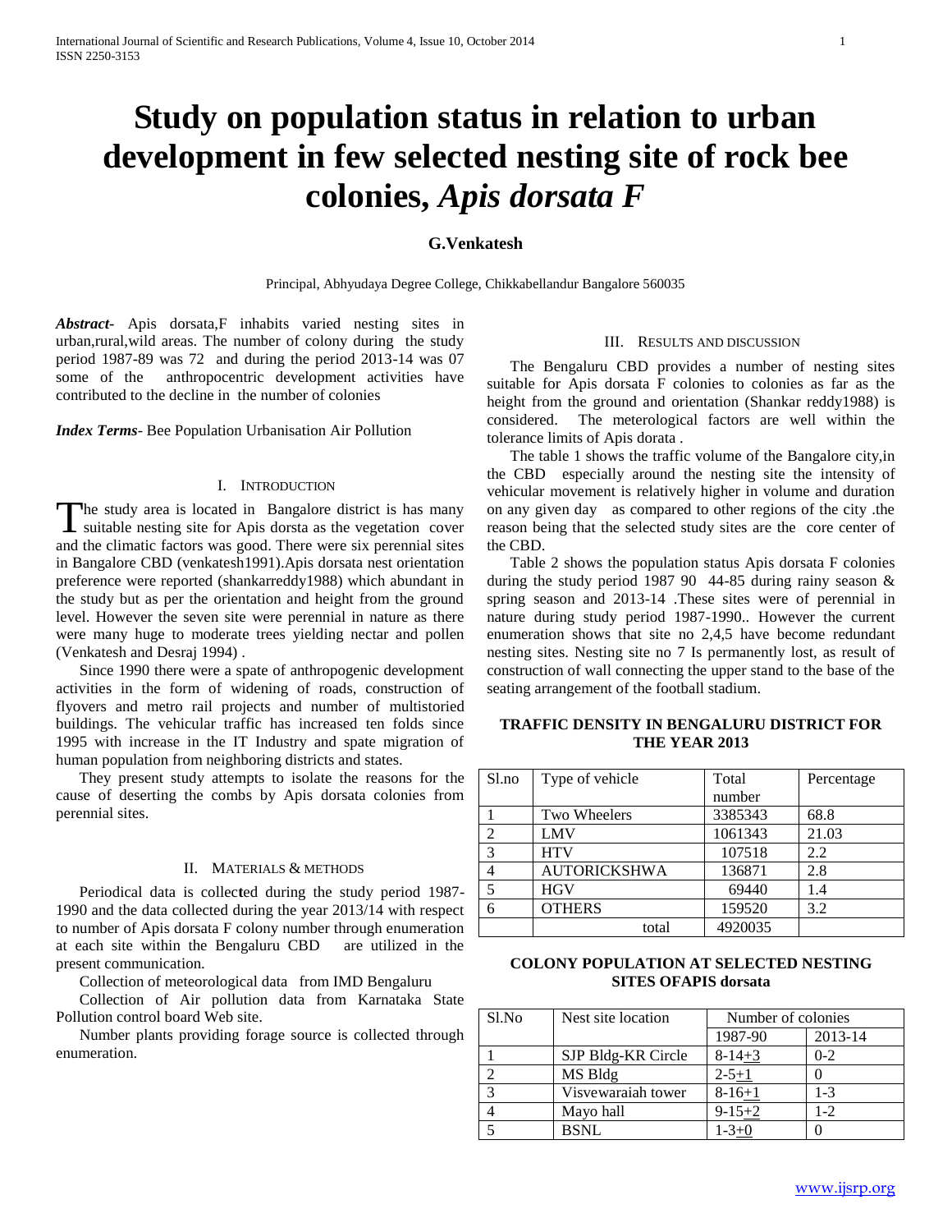# Study on population status in relation to urban development in few selected nesting site of rock bee colonies, *Apis dorsata F*

**G.Venkatesh**

Principal, Abhyudaya Degree College, Chikkabellandur Bangalore 560035

***Abstract-*** Apis dorsata,F inhabits varied nesting sites in urban,rural,wild areas. The number of colony during the study period 1987-89 was 72 and during the period 2013-14 was 07 some of the anthropocentric development activities have contributed to the decline in the number of colonies

***Index Terms*-** Bee Population Urbanisation Air Pollution

## I. Introduction

The study area is located in Bangalore district is has many suitable nesting site for Apis dorsta as the vegetation cover and the climatic factors was good. There were six perennial sites in Bangalore CBD (venkatesh1991).Apis dorsata nest orientation preference were reported (shankarreddy1988) which abundant in the study but as per the orientation and height from the ground level. However the seven site were perennial in nature as there were many huge to moderate trees yielding nectar and pollen (Venkatesh and Desraj 1994) .

Since 1990 there were a spate of anthropogenic development activities in the form of widening of roads, construction of flyovers and metro rail projects and number of multistoried buildings. The vehicular traffic has increased ten folds since 1995 with increase in the IT Industry and spate migration of human population from neighboring districts and states.

They present study attempts to isolate the reasons for the cause of deserting the combs by Apis dorsata colonies from perennial sites.

## II. Materials & Methods

Periodical data is collected during the study period 1987-1990 and the data collected during the year 2013/14 with respect to number of Apis dorsata F colony number through enumeration at each site within the Bengaluru CBD are utilized in the present communication.

Collection of meteorological data from IMD Bengaluru

Collection of Air pollution data from Karnataka State Pollution control board Web site.

Number plants providing forage source is collected through enumeration.

## III. Results and Discussion

The Bengaluru CBD provides a number of nesting sites suitable for Apis dorsata F colonies to colonies as far as the height from the ground and orientation (Shankar reddy1988) is considered. The meterological factors are well within the tolerance limits of Apis dorata .

The table 1 shows the traffic volume of the Bangalore city,in the CBD especially around the nesting site the intensity of vehicular movement is relatively higher in volume and duration on any given day as compared to other regions of the city .the reason being that the selected study sites are the core center of the CBD.

Table 2 shows the population status Apis dorsata F colonies during the study period 1987 90 44-85 during rainy season & spring season and 2013-14 .These sites were of perennial in nature during study period 1987-1990.. However the current enumeration shows that site no 2,4,5 have become redundant nesting sites. Nesting site no 7 Is permanently lost, as result of construction of wall connecting the upper stand to the base of the seating arrangement of the football stadium.

**TRAFFIC DENSITY IN BENGALURU DISTRICT FOR THE YEAR 2013**

| Sl.no | Type of vehicle | Total number | Percentage |
|---|---|---|---|
| 1 | Two Wheelers | 3385343 | 68.8 |
| 2 | LMV | 1061343 | 21.03 |
| 3 | HTV | 107518 | 2.2 |
| 4 | AUTORICKSHWA | 136871 | 2.8 |
| 5 | HGV | 69440 | 1.4 |
| 6 | OTHERS | 159520 | 3.2 |
| | total | 4920035 | |

**COLONY POPULATION AT SELECTED NESTING SITES OFAPIS dorsata**

| Sl.No | Nest site location | Number of colonies | |
|---|---|---|---|
| | | 1987-90 | 2013-14 |
| 1 | SJP Bldg-KR Circle | 8-14±3 | 0-2 |
| 2 | MS Bldg | 2-5±1 | 0 |
| 3 | Visvewaraiah tower | 8-16±1 | 1-3 |
| 4 | Mayo hall | 9-15±2 | 1-2 |
| 5 | BSNL | 1-3±0 | 0 |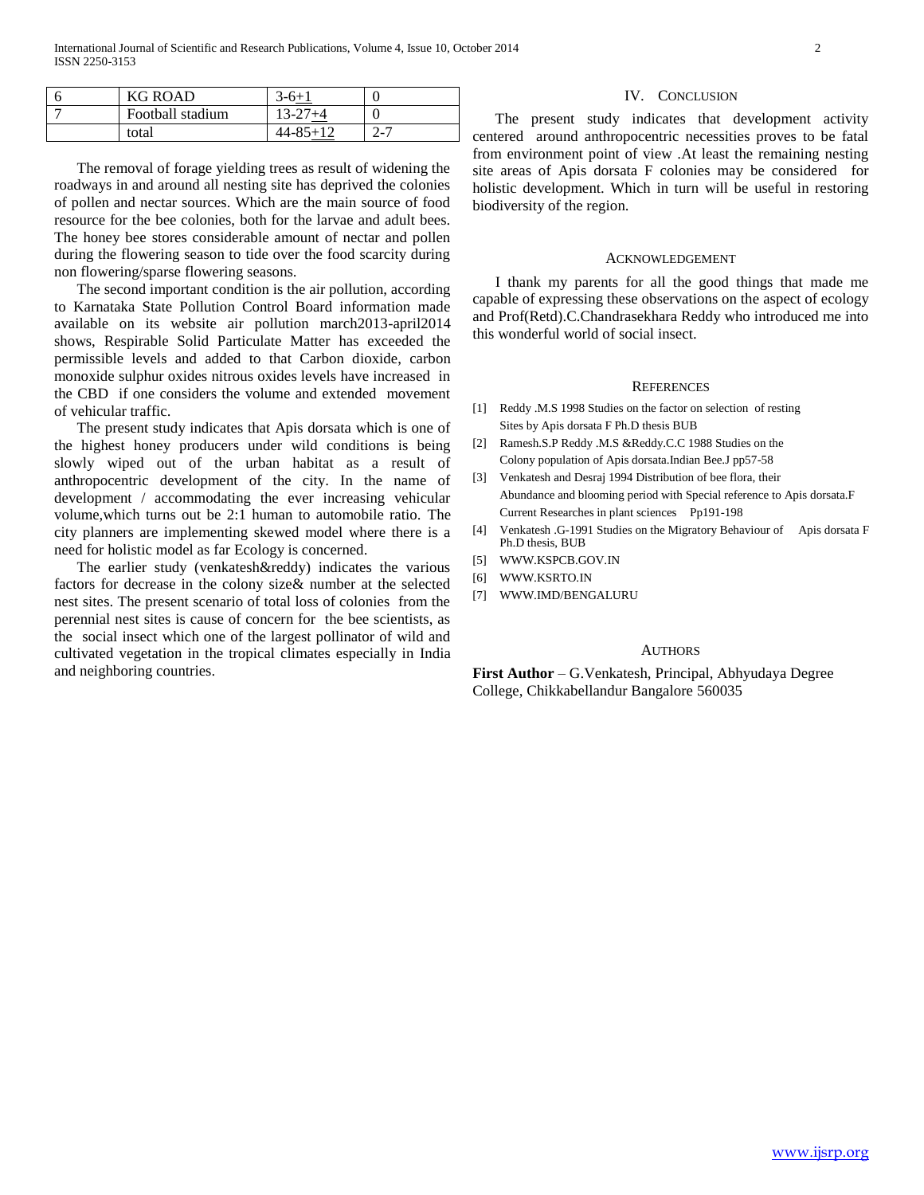| | | | |
|---|---|---|---|
| 6 | KG ROAD | 3-6+1 | 0 |
| 7 | Football stadium | 13-27+4 | 0 |
| | total | 44-85+12 | 2-7 |

The removal of forage yielding trees as result of widening the roadways in and around all nesting site has deprived the colonies of pollen and nectar sources. Which are the main source of food resource for the bee colonies, both for the larvae and adult bees. The honey bee stores considerable amount of nectar and pollen during the flowering season to tide over the food scarcity during non flowering/sparse flowering seasons.

The second important condition is the air pollution, according to Karnataka State Pollution Control Board information made available on its website air pollution march2013-april2014 shows, Respirable Solid Particulate Matter has exceeded the permissible levels and added to that Carbon dioxide, carbon monoxide sulphur oxides nitrous oxides levels have increased in the CBD if one considers the volume and extended movement of vehicular traffic.

The present study indicates that Apis dorsata which is one of the highest honey producers under wild conditions is being slowly wiped out of the urban habitat as a result of anthropocentric development of the city. In the name of development / accommodating the ever increasing vehicular volume,which turns out be 2:1 human to automobile ratio. The city planners are implementing skewed model where there is a need for holistic model as far Ecology is concerned.

The earlier study (venkatesh&reddy) indicates the various factors for decrease in the colony size& number at the selected nest sites. The present scenario of total loss of colonies from the perennial nest sites is cause of concern for the bee scientists, as the social insect which one of the largest pollinator of wild and cultivated vegetation in the tropical climates especially in India and neighboring countries.

## IV. Conclusion

The present study indicates that development activity centered around anthropocentric necessities proves to be fatal from environment point of view .At least the remaining nesting site areas of Apis dorsata F colonies may be considered for holistic development. Which in turn will be useful in restoring biodiversity of the region.

## Acknowledgement

I thank my parents for all the good things that made me capable of expressing these observations on the aspect of ecology and Prof(Retd).C.Chandrasekhara Reddy who introduced me into this wonderful world of social insect.

## References

[1] Reddy .M.S 1998 Studies on the factor on selection of resting Sites by Apis dorsata F Ph.D thesis BUB

[2] Ramesh.S.P Reddy .M.S &Reddy.C.C 1988 Studies on the Colony population of Apis dorsata.Indian Bee.J pp57-58

[3] Venkatesh and Desraj 1994 Distribution of bee flora, their Abundance and blooming period with Special reference to Apis dorsata.F Current Researches in plant sciences Pp191-198

[4] Venkatesh .G-1991 Studies on the Migratory Behaviour of Apis dorsata F Ph.D thesis, BUB

[5] WWW.KSPCB.GOV.IN

[6] WWW.KSRTO.IN

[7] WWW.IMD/BENGALURU

## Authors

**First Author** – G.Venkatesh, Principal, Abhyudaya Degree College, Chikkabellandur Bangalore 560035